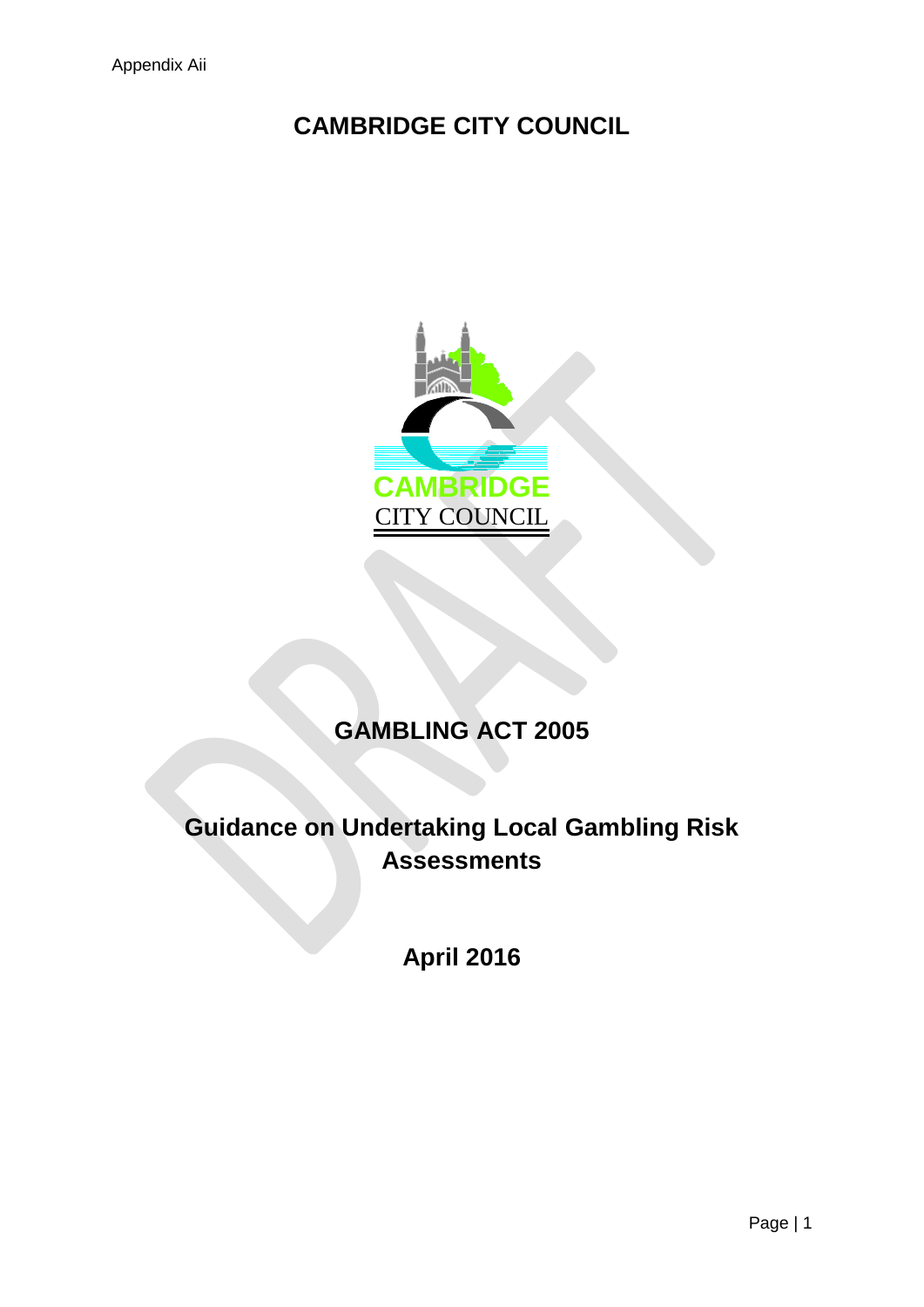Appendix Aii

# CAMBRIDGE CITY COUNCIL

## GAMBLING ACT 2005

## Guidance on Undertaking Local Gambling Risk Assessments

## April 2016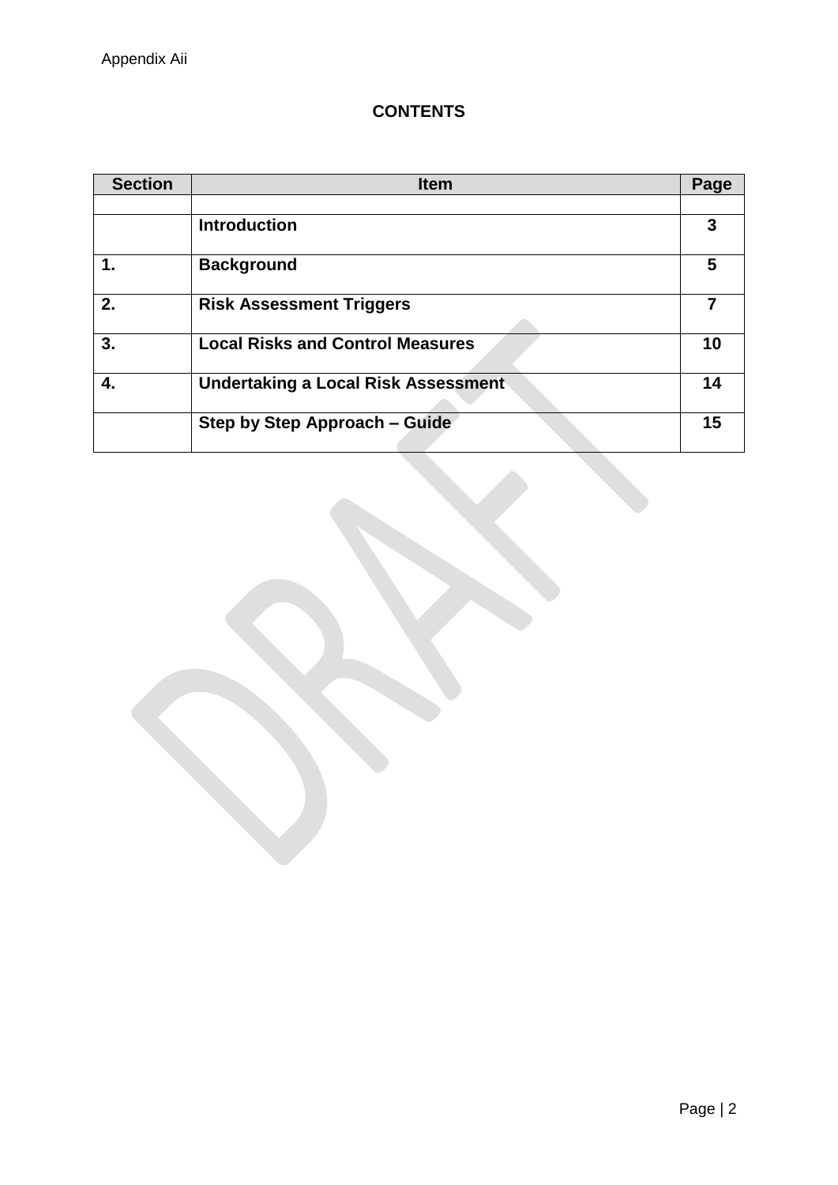Appendix Aii

# CONTENTS

| Section | Item | Page |
|---|---|---|
| | | |
| | **Introduction** | **3** |
| **1.** | **Background** | **5** |
| **2.** | **Risk Assessment Triggers** | **7** |
| **3.** | **Local Risks and Control Measures** | **10** |
| **4.** | **Undertaking a Local Risk Assessment** | **14** |
| | **Step by Step Approach – Guide** | **15** |

DRAFT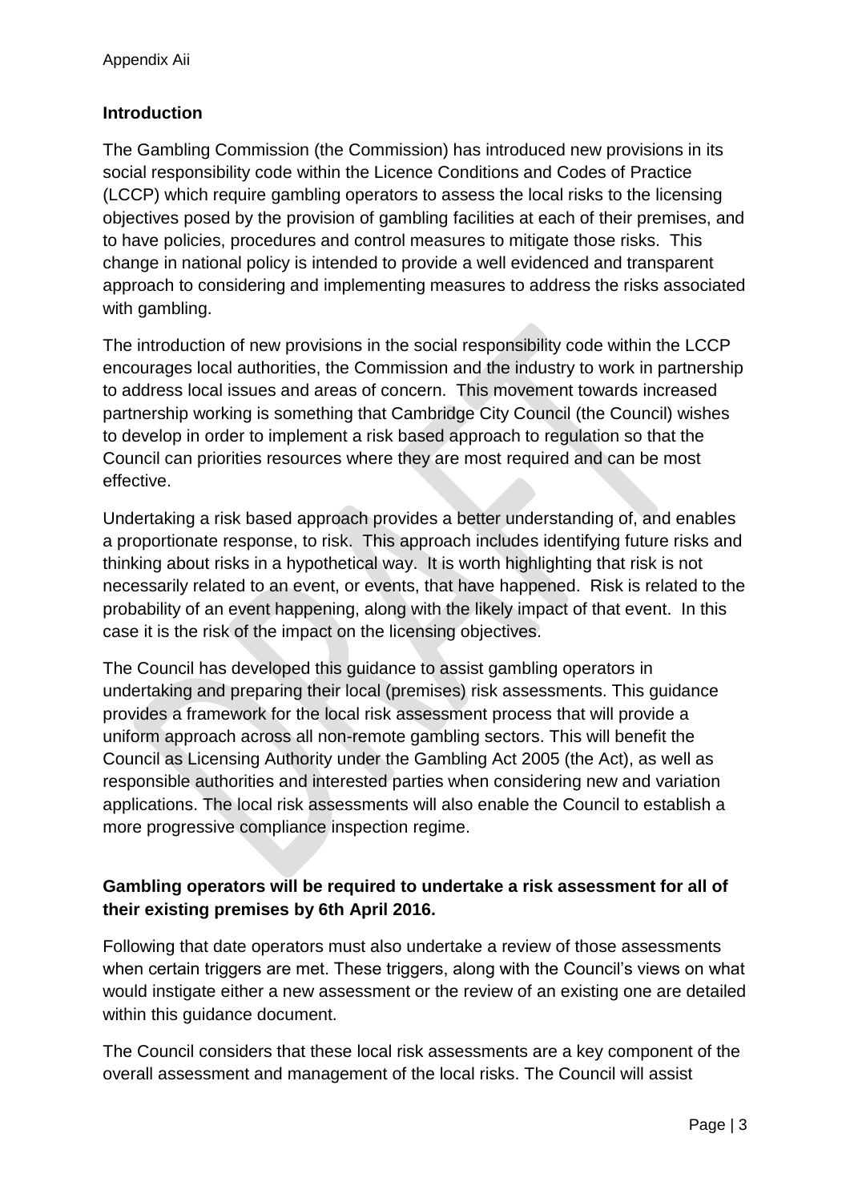Appendix Aii

## Introduction

The Gambling Commission (the Commission) has introduced new provisions in its social responsibility code within the Licence Conditions and Codes of Practice (LCCP) which require gambling operators to assess the local risks to the licensing objectives posed by the provision of gambling facilities at each of their premises, and to have policies, procedures and control measures to mitigate those risks. This change in national policy is intended to provide a well evidenced and transparent approach to considering and implementing measures to address the risks associated with gambling.

The introduction of new provisions in the social responsibility code within the LCCP encourages local authorities, the Commission and the industry to work in partnership to address local issues and areas of concern. This movement towards increased partnership working is something that Cambridge City Council (the Council) wishes to develop in order to implement a risk based approach to regulation so that the Council can priorities resources where they are most required and can be most effective.

Undertaking a risk based approach provides a better understanding of, and enables a proportionate response, to risk. This approach includes identifying future risks and thinking about risks in a hypothetical way. It is worth highlighting that risk is not necessarily related to an event, or events, that have happened. Risk is related to the probability of an event happening, along with the likely impact of that event. In this case it is the risk of the impact on the licensing objectives.

The Council has developed this guidance to assist gambling operators in undertaking and preparing their local (premises) risk assessments. This guidance provides a framework for the local risk assessment process that will provide a uniform approach across all non-remote gambling sectors. This will benefit the Council as Licensing Authority under the Gambling Act 2005 (the Act), as well as responsible authorities and interested parties when considering new and variation applications. The local risk assessments will also enable the Council to establish a more progressive compliance inspection regime.

**Gambling operators will be required to undertake a risk assessment for all of their existing premises by 6th April 2016.**

Following that date operators must also undertake a review of those assessments when certain triggers are met. These triggers, along with the Council's views on what would instigate either a new assessment or the review of an existing one are detailed within this guidance document.

The Council considers that these local risk assessments are a key component of the overall assessment and management of the local risks. The Council will assist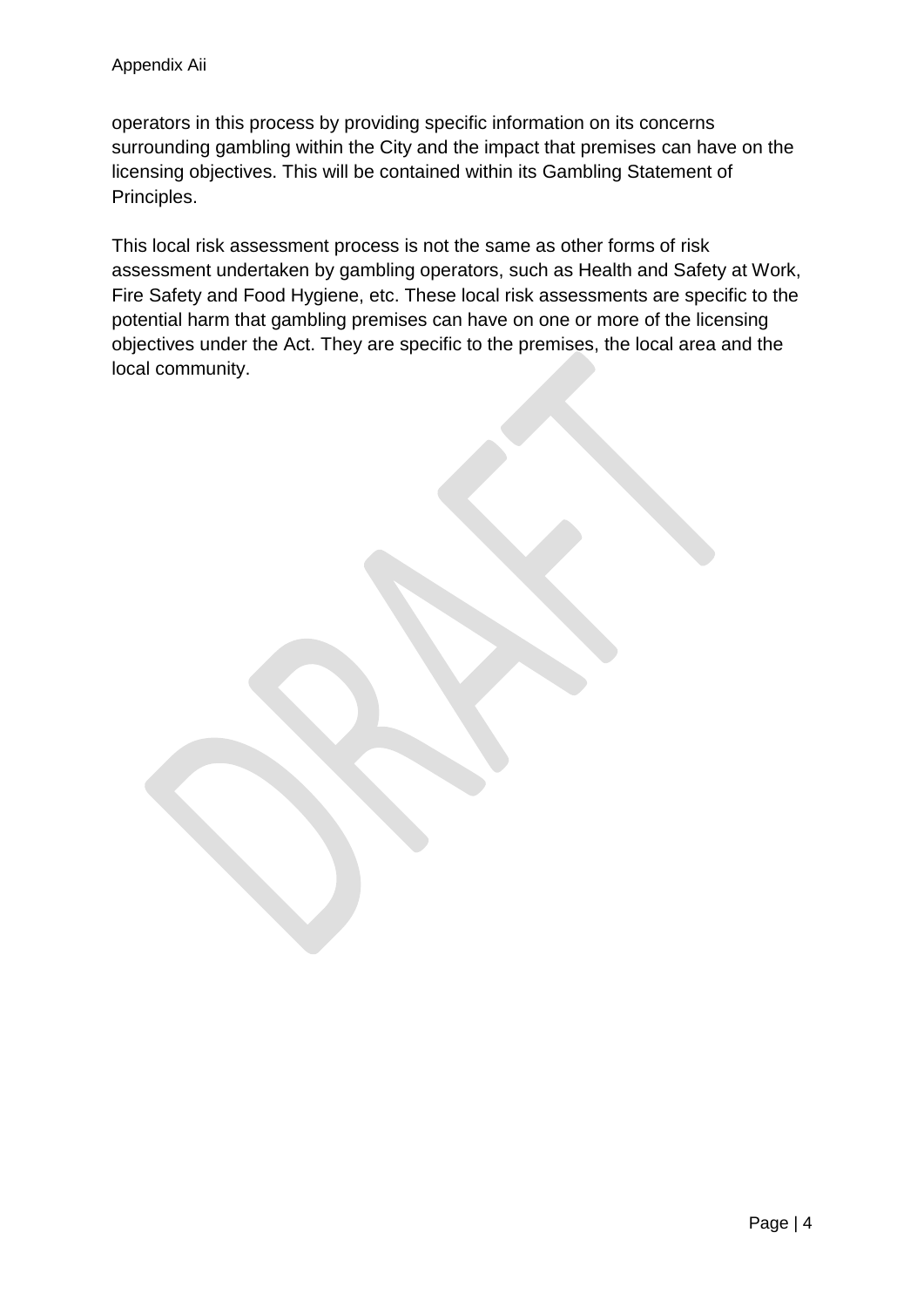operators in this process by providing specific information on its concerns surrounding gambling within the City and the impact that premises can have on the licensing objectives. This will be contained within its Gambling Statement of Principles.

This local risk assessment process is not the same as other forms of risk assessment undertaken by gambling operators, such as Health and Safety at Work, Fire Safety and Food Hygiene, etc. These local risk assessments are specific to the potential harm that gambling premises can have on one or more of the licensing objectives under the Act. They are specific to the premises, the local area and the local community.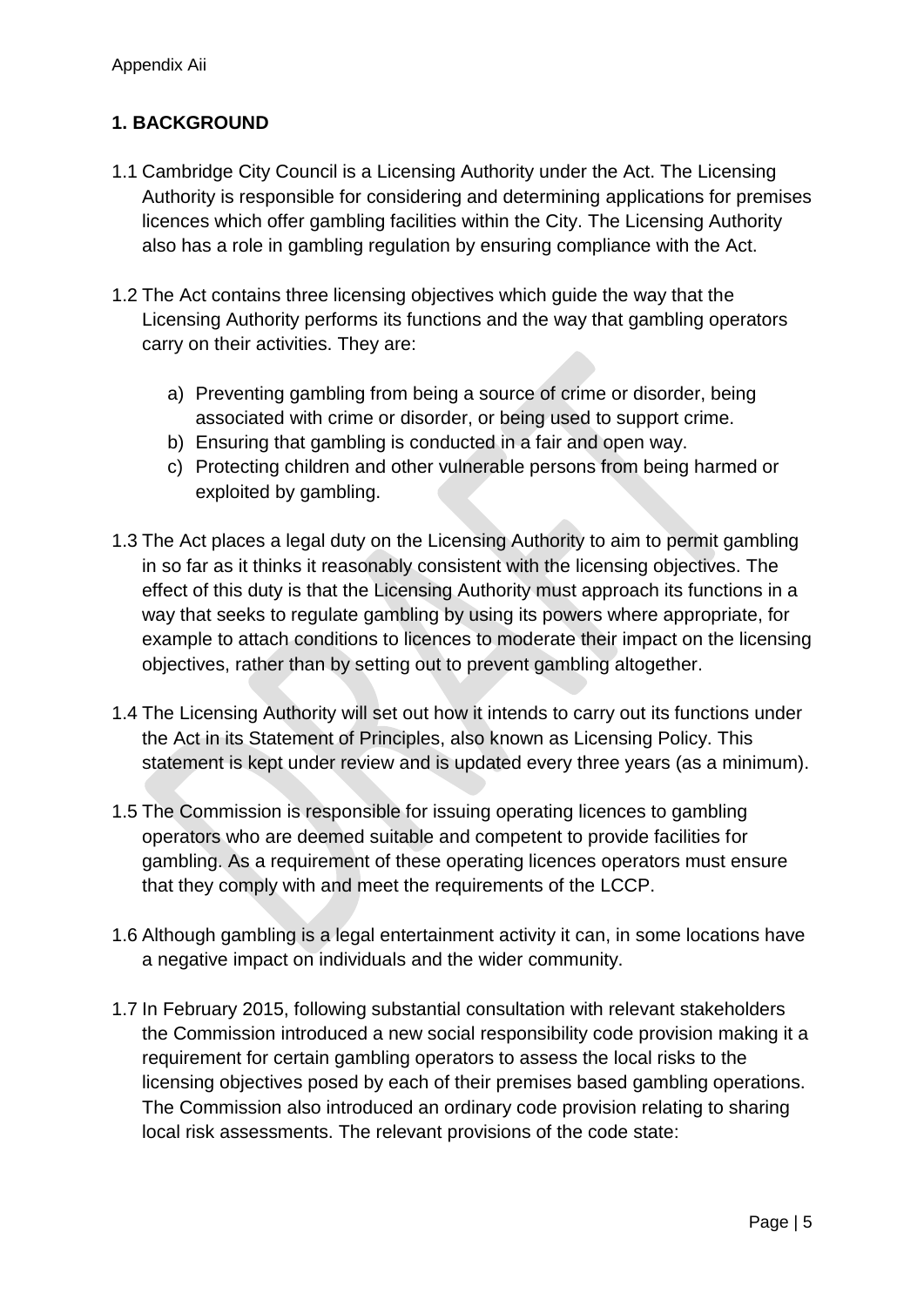## 1. BACKGROUND

1.1 Cambridge City Council is a Licensing Authority under the Act. The Licensing Authority is responsible for considering and determining applications for premises licences which offer gambling facilities within the City. The Licensing Authority also has a role in gambling regulation by ensuring compliance with the Act.

1.2 The Act contains three licensing objectives which guide the way that the Licensing Authority performs its functions and the way that gambling operators carry on their activities. They are:

a) Preventing gambling from being a source of crime or disorder, being associated with crime or disorder, or being used to support crime.
b) Ensuring that gambling is conducted in a fair and open way.
c) Protecting children and other vulnerable persons from being harmed or exploited by gambling.

1.3 The Act places a legal duty on the Licensing Authority to aim to permit gambling in so far as it thinks it reasonably consistent with the licensing objectives. The effect of this duty is that the Licensing Authority must approach its functions in a way that seeks to regulate gambling by using its powers where appropriate, for example to attach conditions to licences to moderate their impact on the licensing objectives, rather than by setting out to prevent gambling altogether.

1.4 The Licensing Authority will set out how it intends to carry out its functions under the Act in its Statement of Principles, also known as Licensing Policy. This statement is kept under review and is updated every three years (as a minimum).

1.5 The Commission is responsible for issuing operating licences to gambling operators who are deemed suitable and competent to provide facilities for gambling. As a requirement of these operating licences operators must ensure that they comply with and meet the requirements of the LCCP.

1.6 Although gambling is a legal entertainment activity it can, in some locations have a negative impact on individuals and the wider community.

1.7 In February 2015, following substantial consultation with relevant stakeholders the Commission introduced a new social responsibility code provision making it a requirement for certain gambling operators to assess the local risks to the licensing objectives posed by each of their premises based gambling operations. The Commission also introduced an ordinary code provision relating to sharing local risk assessments. The relevant provisions of the code state: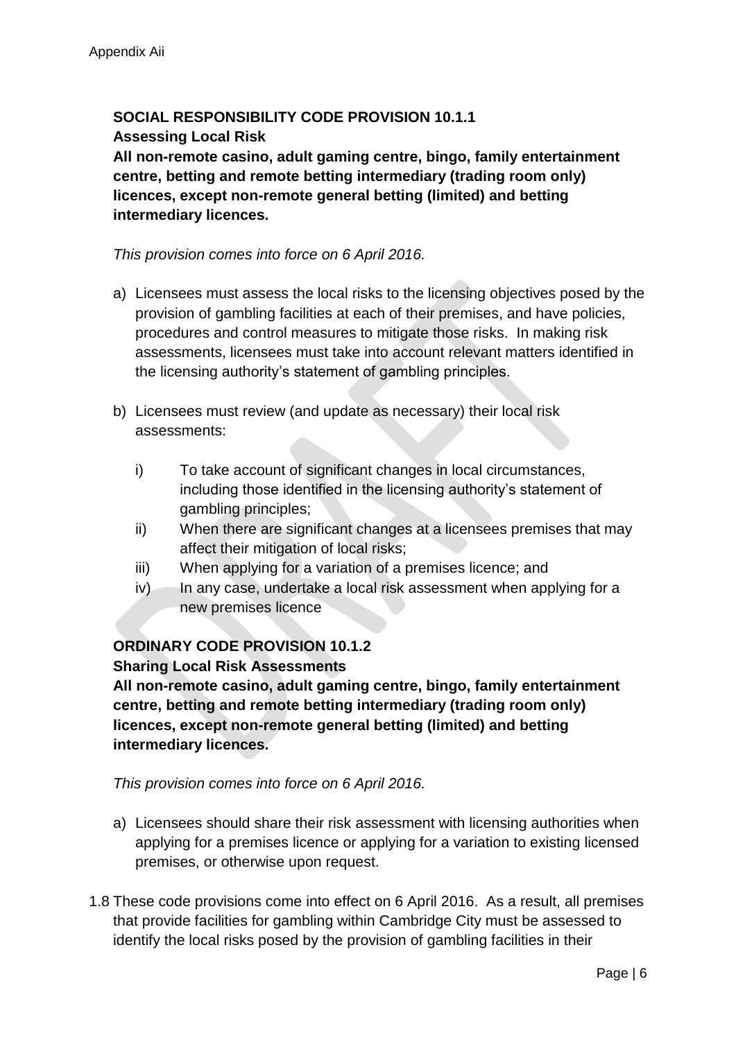**SOCIAL RESPONSIBILITY CODE PROVISION 10.1.1**
**Assessing Local Risk**
**All non-remote casino, adult gaming centre, bingo, family entertainment centre, betting and remote betting intermediary (trading room only) licences, except non-remote general betting (limited) and betting intermediary licences.**

*This provision comes into force on 6 April 2016.*

a) Licensees must assess the local risks to the licensing objectives posed by the provision of gambling facilities at each of their premises, and have policies, procedures and control measures to mitigate those risks. In making risk assessments, licensees must take into account relevant matters identified in the licensing authority's statement of gambling principles.

b) Licensees must review (and update as necessary) their local risk assessments:

   i) To take account of significant changes in local circumstances, including those identified in the licensing authority's statement of gambling principles;
   ii) When there are significant changes at a licensees premises that may affect their mitigation of local risks;
   iii) When applying for a variation of a premises licence; and
   iv) In any case, undertake a local risk assessment when applying for a new premises licence

**ORDINARY CODE PROVISION 10.1.2**
**Sharing Local Risk Assessments**
**All non-remote casino, adult gaming centre, bingo, family entertainment centre, betting and remote betting intermediary (trading room only) licences, except non-remote general betting (limited) and betting intermediary licences.**

*This provision comes into force on 6 April 2016.*

a) Licensees should share their risk assessment with licensing authorities when applying for a premises licence or applying for a variation to existing licensed premises, or otherwise upon request.

1.8 These code provisions come into effect on 6 April 2016. As a result, all premises that provide facilities for gambling within Cambridge City must be assessed to identify the local risks posed by the provision of gambling facilities in their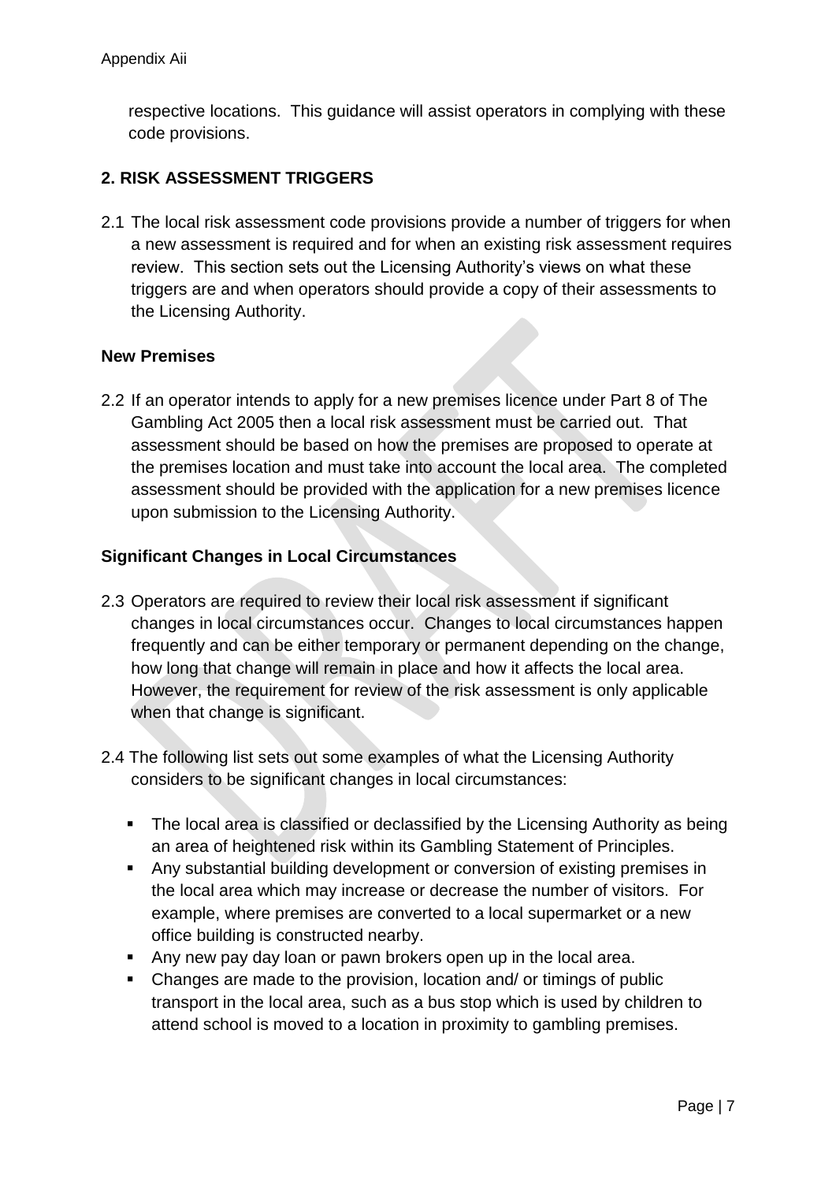respective locations. This guidance will assist operators in complying with these code provisions.

## 2. RISK ASSESSMENT TRIGGERS

2.1 The local risk assessment code provisions provide a number of triggers for when a new assessment is required and for when an existing risk assessment requires review. This section sets out the Licensing Authority's views on what these triggers are and when operators should provide a copy of their assessments to the Licensing Authority.

### New Premises

2.2 If an operator intends to apply for a new premises licence under Part 8 of The Gambling Act 2005 then a local risk assessment must be carried out. That assessment should be based on how the premises are proposed to operate at the premises location and must take into account the local area. The completed assessment should be provided with the application for a new premises licence upon submission to the Licensing Authority.

### Significant Changes in Local Circumstances

2.3 Operators are required to review their local risk assessment if significant changes in local circumstances occur. Changes to local circumstances happen frequently and can be either temporary or permanent depending on the change, how long that change will remain in place and how it affects the local area. However, the requirement for review of the risk assessment is only applicable when that change is significant.

2.4 The following list sets out some examples of what the Licensing Authority considers to be significant changes in local circumstances:

- The local area is classified or declassified by the Licensing Authority as being an area of heightened risk within its Gambling Statement of Principles.
- Any substantial building development or conversion of existing premises in the local area which may increase or decrease the number of visitors. For example, where premises are converted to a local supermarket or a new office building is constructed nearby.
- Any new pay day loan or pawn brokers open up in the local area.
- Changes are made to the provision, location and/ or timings of public transport in the local area, such as a bus stop which is used by children to attend school is moved to a location in proximity to gambling premises.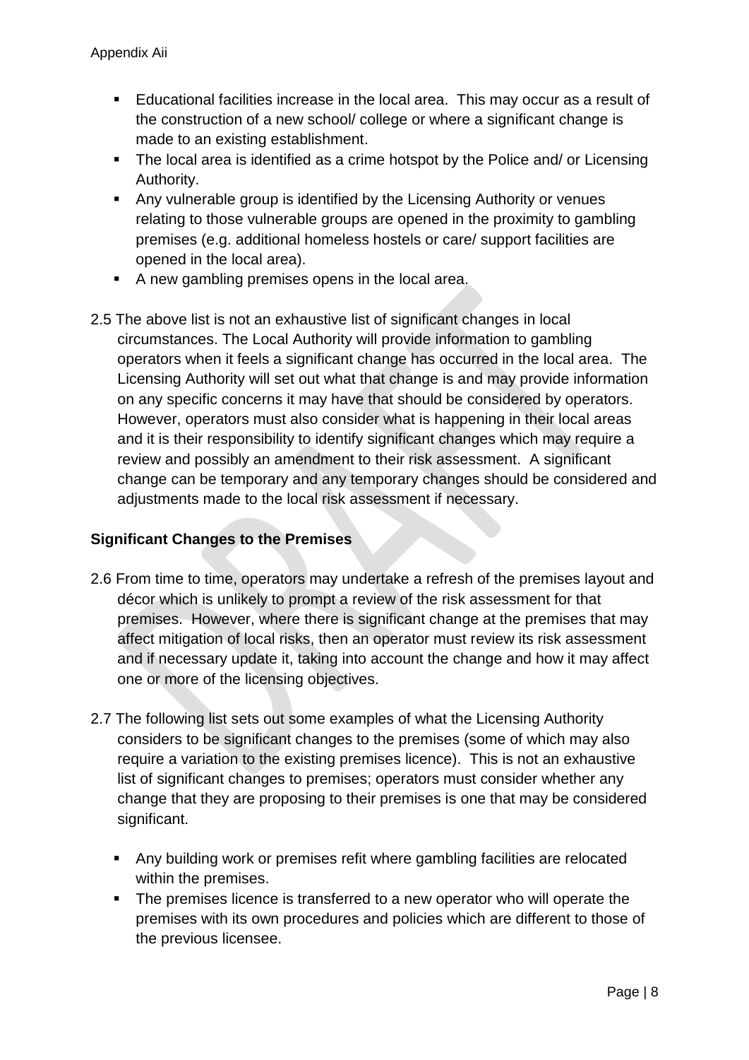- Educational facilities increase in the local area. This may occur as a result of the construction of a new school/ college or where a significant change is made to an existing establishment.
- The local area is identified as a crime hotspot by the Police and/ or Licensing Authority.
- Any vulnerable group is identified by the Licensing Authority or venues relating to those vulnerable groups are opened in the proximity to gambling premises (e.g. additional homeless hostels or care/ support facilities are opened in the local area).
- A new gambling premises opens in the local area.

2.5 The above list is not an exhaustive list of significant changes in local circumstances. The Local Authority will provide information to gambling operators when it feels a significant change has occurred in the local area. The Licensing Authority will set out what that change is and may provide information on any specific concerns it may have that should be considered by operators. However, operators must also consider what is happening in their local areas and it is their responsibility to identify significant changes which may require a review and possibly an amendment to their risk assessment. A significant change can be temporary and any temporary changes should be considered and adjustments made to the local risk assessment if necessary.

### Significant Changes to the Premises

2.6 From time to time, operators may undertake a refresh of the premises layout and décor which is unlikely to prompt a review of the risk assessment for that premises. However, where there is significant change at the premises that may affect mitigation of local risks, then an operator must review its risk assessment and if necessary update it, taking into account the change and how it may affect one or more of the licensing objectives.

2.7 The following list sets out some examples of what the Licensing Authority considers to be significant changes to the premises (some of which may also require a variation to the existing premises licence). This is not an exhaustive list of significant changes to premises; operators must consider whether any change that they are proposing to their premises is one that may be considered significant.

- Any building work or premises refit where gambling facilities are relocated within the premises.
- The premises licence is transferred to a new operator who will operate the premises with its own procedures and policies which are different to those of the previous licensee.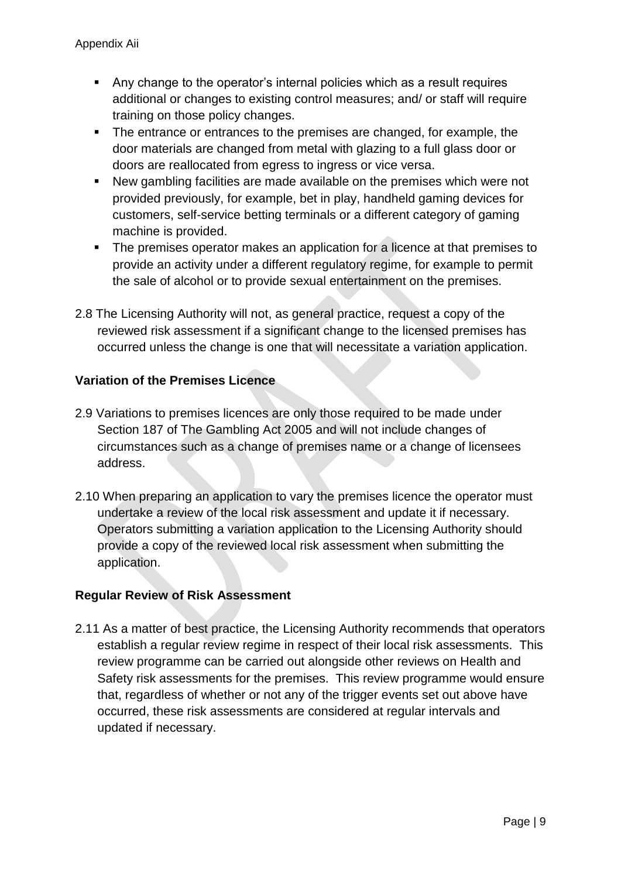- Any change to the operator's internal policies which as a result requires additional or changes to existing control measures; and/ or staff will require training on those policy changes.
- The entrance or entrances to the premises are changed, for example, the door materials are changed from metal with glazing to a full glass door or doors are reallocated from egress to ingress or vice versa.
- New gambling facilities are made available on the premises which were not provided previously, for example, bet in play, handheld gaming devices for customers, self-service betting terminals or a different category of gaming machine is provided.
- The premises operator makes an application for a licence at that premises to provide an activity under a different regulatory regime, for example to permit the sale of alcohol or to provide sexual entertainment on the premises.

2.8 The Licensing Authority will not, as general practice, request a copy of the reviewed risk assessment if a significant change to the licensed premises has occurred unless the change is one that will necessitate a variation application.

**Variation of the Premises Licence**

2.9 Variations to premises licences are only those required to be made under Section 187 of The Gambling Act 2005 and will not include changes of circumstances such as a change of premises name or a change of licensees address.

2.10 When preparing an application to vary the premises licence the operator must undertake a review of the local risk assessment and update it if necessary. Operators submitting a variation application to the Licensing Authority should provide a copy of the reviewed local risk assessment when submitting the application.

**Regular Review of Risk Assessment**

2.11 As a matter of best practice, the Licensing Authority recommends that operators establish a regular review regime in respect of their local risk assessments. This review programme can be carried out alongside other reviews on Health and Safety risk assessments for the premises. This review programme would ensure that, regardless of whether or not any of the trigger events set out above have occurred, these risk assessments are considered at regular intervals and updated if necessary.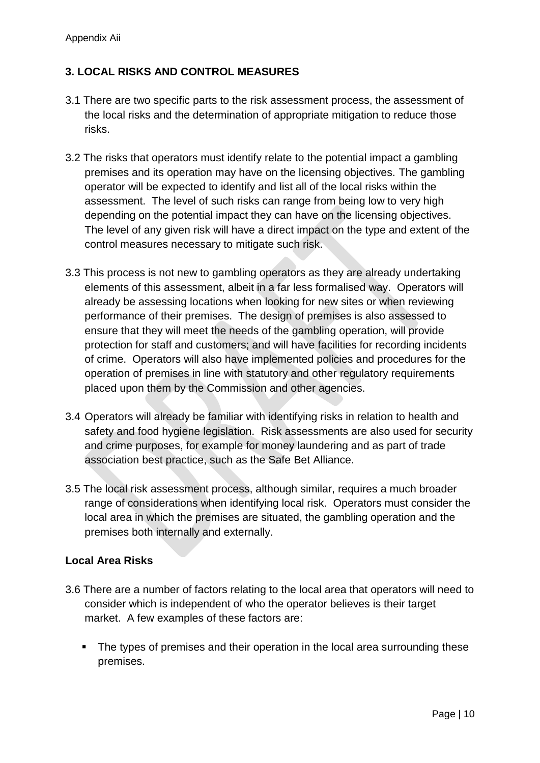## 3. LOCAL RISKS AND CONTROL MEASURES

3.1 There are two specific parts to the risk assessment process, the assessment of the local risks and the determination of appropriate mitigation to reduce those risks.

3.2 The risks that operators must identify relate to the potential impact a gambling premises and its operation may have on the licensing objectives. The gambling operator will be expected to identify and list all of the local risks within the assessment. The level of such risks can range from being low to very high depending on the potential impact they can have on the licensing objectives. The level of any given risk will have a direct impact on the type and extent of the control measures necessary to mitigate such risk.

3.3 This process is not new to gambling operators as they are already undertaking elements of this assessment, albeit in a far less formalised way. Operators will already be assessing locations when looking for new sites or when reviewing performance of their premises. The design of premises is also assessed to ensure that they will meet the needs of the gambling operation, will provide protection for staff and customers; and will have facilities for recording incidents of crime. Operators will also have implemented policies and procedures for the operation of premises in line with statutory and other regulatory requirements placed upon them by the Commission and other agencies.

3.4 Operators will already be familiar with identifying risks in relation to health and safety and food hygiene legislation. Risk assessments are also used for security and crime purposes, for example for money laundering and as part of trade association best practice, such as the Safe Bet Alliance.

3.5 The local risk assessment process, although similar, requires a much broader range of considerations when identifying local risk. Operators must consider the local area in which the premises are situated, the gambling operation and the premises both internally and externally.

### Local Area Risks

3.6 There are a number of factors relating to the local area that operators will need to consider which is independent of who the operator believes is their target market. A few examples of these factors are:

- The types of premises and their operation in the local area surrounding these premises.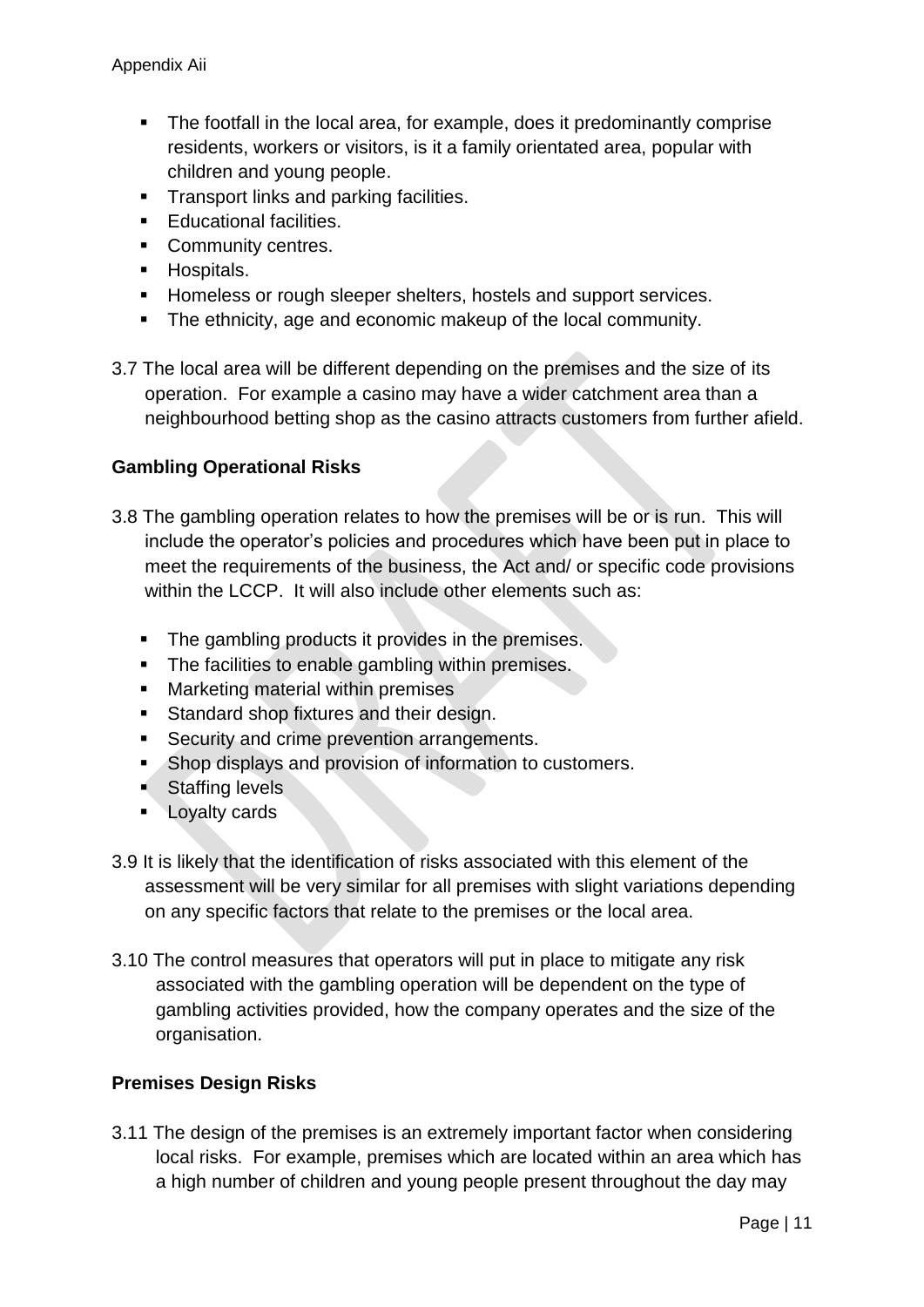- The footfall in the local area, for example, does it predominantly comprise residents, workers or visitors, is it a family orientated area, popular with children and young people.
- Transport links and parking facilities.
- Educational facilities.
- Community centres.
- Hospitals.
- Homeless or rough sleeper shelters, hostels and support services.
- The ethnicity, age and economic makeup of the local community.

3.7 The local area will be different depending on the premises and the size of its operation. For example a casino may have a wider catchment area than a neighbourhood betting shop as the casino attracts customers from further afield.

**Gambling Operational Risks**

3.8 The gambling operation relates to how the premises will be or is run. This will include the operator's policies and procedures which have been put in place to meet the requirements of the business, the Act and/ or specific code provisions within the LCCP. It will also include other elements such as:

- The gambling products it provides in the premises.
- The facilities to enable gambling within premises.
- Marketing material within premises
- Standard shop fixtures and their design.
- Security and crime prevention arrangements.
- Shop displays and provision of information to customers.
- Staffing levels
- Loyalty cards

3.9 It is likely that the identification of risks associated with this element of the assessment will be very similar for all premises with slight variations depending on any specific factors that relate to the premises or the local area.

3.10 The control measures that operators will put in place to mitigate any risk associated with the gambling operation will be dependent on the type of gambling activities provided, how the company operates and the size of the organisation.

**Premises Design Risks**

3.11 The design of the premises is an extremely important factor when considering local risks. For example, premises which are located within an area which has a high number of children and young people present throughout the day may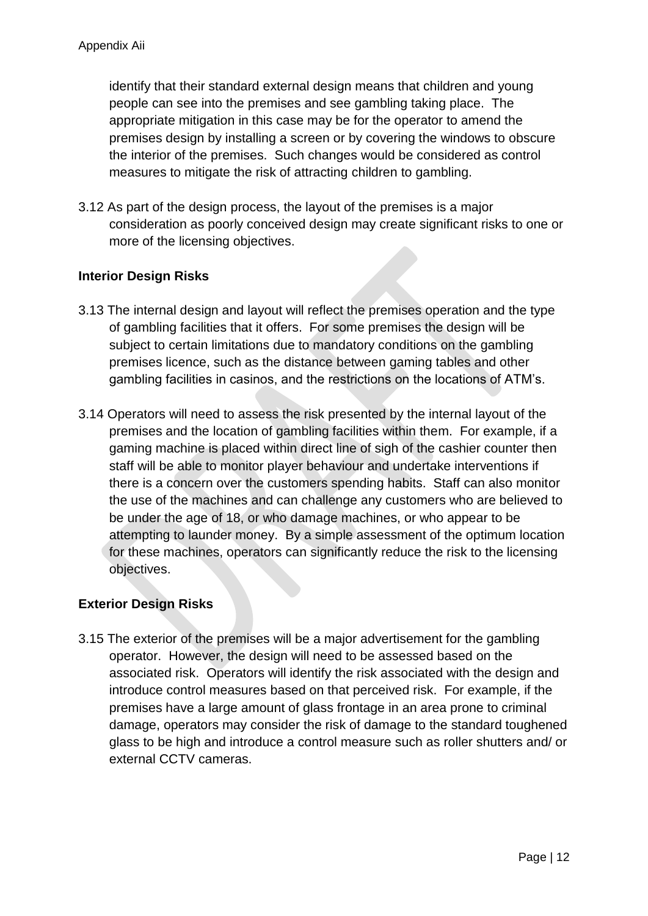identify that their standard external design means that children and young people can see into the premises and see gambling taking place. The appropriate mitigation in this case may be for the operator to amend the premises design by installing a screen or by covering the windows to obscure the interior of the premises. Such changes would be considered as control measures to mitigate the risk of attracting children to gambling.

3.12 As part of the design process, the layout of the premises is a major consideration as poorly conceived design may create significant risks to one or more of the licensing objectives.

**Interior Design Risks**

3.13 The internal design and layout will reflect the premises operation and the type of gambling facilities that it offers. For some premises the design will be subject to certain limitations due to mandatory conditions on the gambling premises licence, such as the distance between gaming tables and other gambling facilities in casinos, and the restrictions on the locations of ATM's.

3.14 Operators will need to assess the risk presented by the internal layout of the premises and the location of gambling facilities within them. For example, if a gaming machine is placed within direct line of sigh of the cashier counter then staff will be able to monitor player behaviour and undertake interventions if there is a concern over the customers spending habits. Staff can also monitor the use of the machines and can challenge any customers who are believed to be under the age of 18, or who damage machines, or who appear to be attempting to launder money. By a simple assessment of the optimum location for these machines, operators can significantly reduce the risk to the licensing objectives.

**Exterior Design Risks**

3.15 The exterior of the premises will be a major advertisement for the gambling operator. However, the design will need to be assessed based on the associated risk. Operators will identify the risk associated with the design and introduce control measures based on that perceived risk. For example, if the premises have a large amount of glass frontage in an area prone to criminal damage, operators may consider the risk of damage to the standard toughened glass to be high and introduce a control measure such as roller shutters and/ or external CCTV cameras.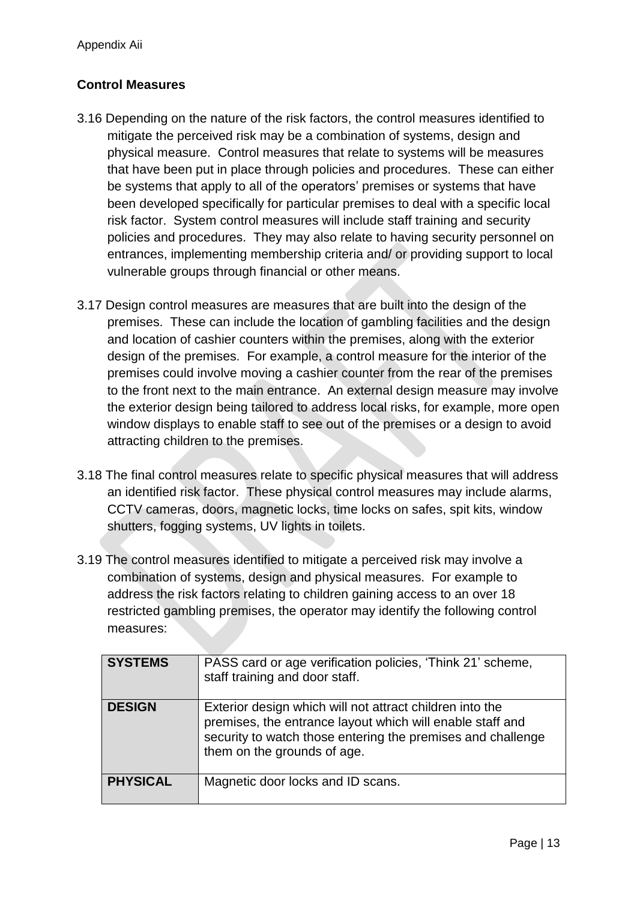Appendix Aii

## Control Measures

3.16 Depending on the nature of the risk factors, the control measures identified to mitigate the perceived risk may be a combination of systems, design and physical measure. Control measures that relate to systems will be measures that have been put in place through policies and procedures. These can either be systems that apply to all of the operators' premises or systems that have been developed specifically for particular premises to deal with a specific local risk factor. System control measures will include staff training and security policies and procedures. They may also relate to having security personnel on entrances, implementing membership criteria and/ or providing support to local vulnerable groups through financial or other means.

3.17 Design control measures are measures that are built into the design of the premises. These can include the location of gambling facilities and the design and location of cashier counters within the premises, along with the exterior design of the premises. For example, a control measure for the interior of the premises could involve moving a cashier counter from the rear of the premises to the front next to the main entrance. An external design measure may involve the exterior design being tailored to address local risks, for example, more open window displays to enable staff to see out of the premises or a design to avoid attracting children to the premises.

3.18 The final control measures relate to specific physical measures that will address an identified risk factor. These physical control measures may include alarms, CCTV cameras, doors, magnetic locks, time locks on safes, spit kits, window shutters, fogging systems, UV lights in toilets.

3.19 The control measures identified to mitigate a perceived risk may involve a combination of systems, design and physical measures. For example to address the risk factors relating to children gaining access to an over 18 restricted gambling premises, the operator may identify the following control measures:

| | |
|---|---|
| **SYSTEMS** | PASS card or age verification policies, 'Think 21' scheme, staff training and door staff. |
| **DESIGN** | Exterior design which will not attract children into the premises, the entrance layout which will enable staff and security to watch those entering the premises and challenge them on the grounds of age. |
| **PHYSICAL** | Magnetic door locks and ID scans. |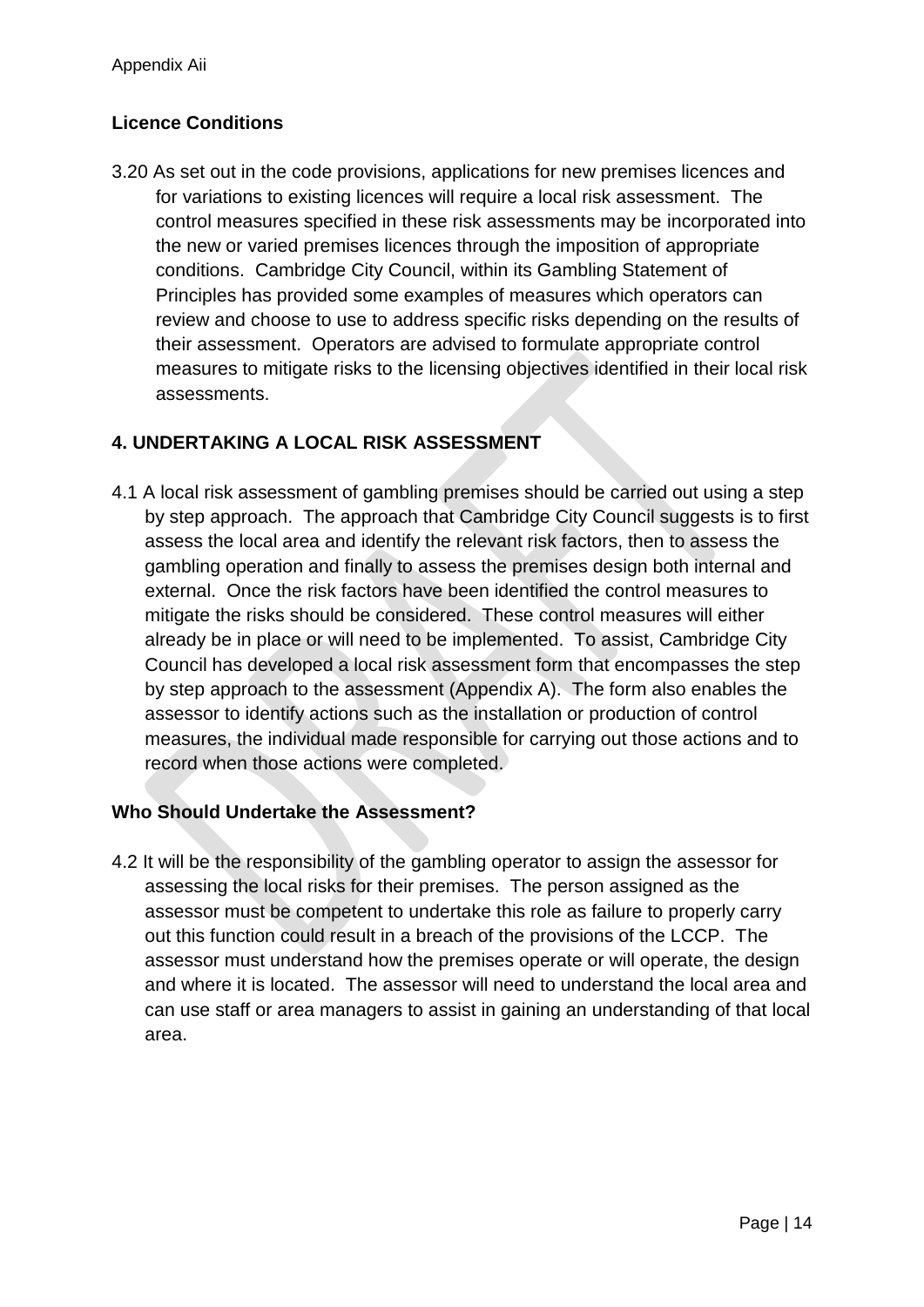### Licence Conditions

3.20 As set out in the code provisions, applications for new premises licences and for variations to existing licences will require a local risk assessment. The control measures specified in these risk assessments may be incorporated into the new or varied premises licences through the imposition of appropriate conditions. Cambridge City Council, within its Gambling Statement of Principles has provided some examples of measures which operators can review and choose to use to address specific risks depending on the results of their assessment. Operators are advised to formulate appropriate control measures to mitigate risks to the licensing objectives identified in their local risk assessments.

## 4. UNDERTAKING A LOCAL RISK ASSESSMENT

4.1 A local risk assessment of gambling premises should be carried out using a step by step approach. The approach that Cambridge City Council suggests is to first assess the local area and identify the relevant risk factors, then to assess the gambling operation and finally to assess the premises design both internal and external. Once the risk factors have been identified the control measures to mitigate the risks should be considered. These control measures will either already be in place or will need to be implemented. To assist, Cambridge City Council has developed a local risk assessment form that encompasses the step by step approach to the assessment (Appendix A). The form also enables the assessor to identify actions such as the installation or production of control measures, the individual made responsible for carrying out those actions and to record when those actions were completed.

### Who Should Undertake the Assessment?

4.2 It will be the responsibility of the gambling operator to assign the assessor for assessing the local risks for their premises. The person assigned as the assessor must be competent to undertake this role as failure to properly carry out this function could result in a breach of the provisions of the LCCP. The assessor must understand how the premises operate or will operate, the design and where it is located. The assessor will need to understand the local area and can use staff or area managers to assist in gaining an understanding of that local area.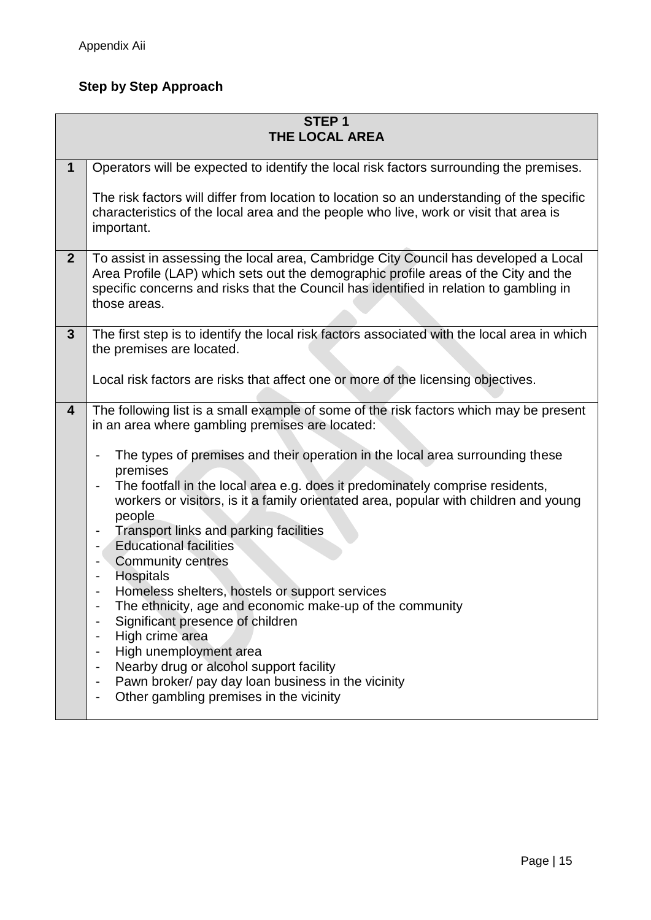Appendix Aii

**Step by Step Approach**

| **STEP 1<br>THE LOCAL AREA** | |
|---|---|
| **1** | Operators will be expected to identify the local risk factors surrounding the premises.<br><br>The risk factors will differ from location to location so an understanding of the specific characteristics of the local area and the people who live, work or visit that area is important. |
| **2** | To assist in assessing the local area, Cambridge City Council has developed a Local Area Profile (LAP) which sets out the demographic profile areas of the City and the specific concerns and risks that the Council has identified in relation to gambling in those areas. |
| **3** | The first step is to identify the local risk factors associated with the local area in which the premises are located.<br><br>Local risk factors are risks that affect one or more of the licensing objectives. |
| **4** | The following list is a small example of some of the risk factors which may be present in an area where gambling premises are located:<br><br>- The types of premises and their operation in the local area surrounding these premises<br>- The footfall in the local area e.g. does it predominately comprise residents, workers or visitors, is it a family orientated area, popular with children and young people<br>- Transport links and parking facilities<br>- Educational facilities<br>- Community centres<br>- Hospitals<br>- Homeless shelters, hostels or support services<br>- The ethnicity, age and economic make-up of the community<br>- Significant presence of children<br>- High crime area<br>- High unemployment area<br>- Nearby drug or alcohol support facility<br>- Pawn broker/ pay day loan business in the vicinity<br>- Other gambling premises in the vicinity |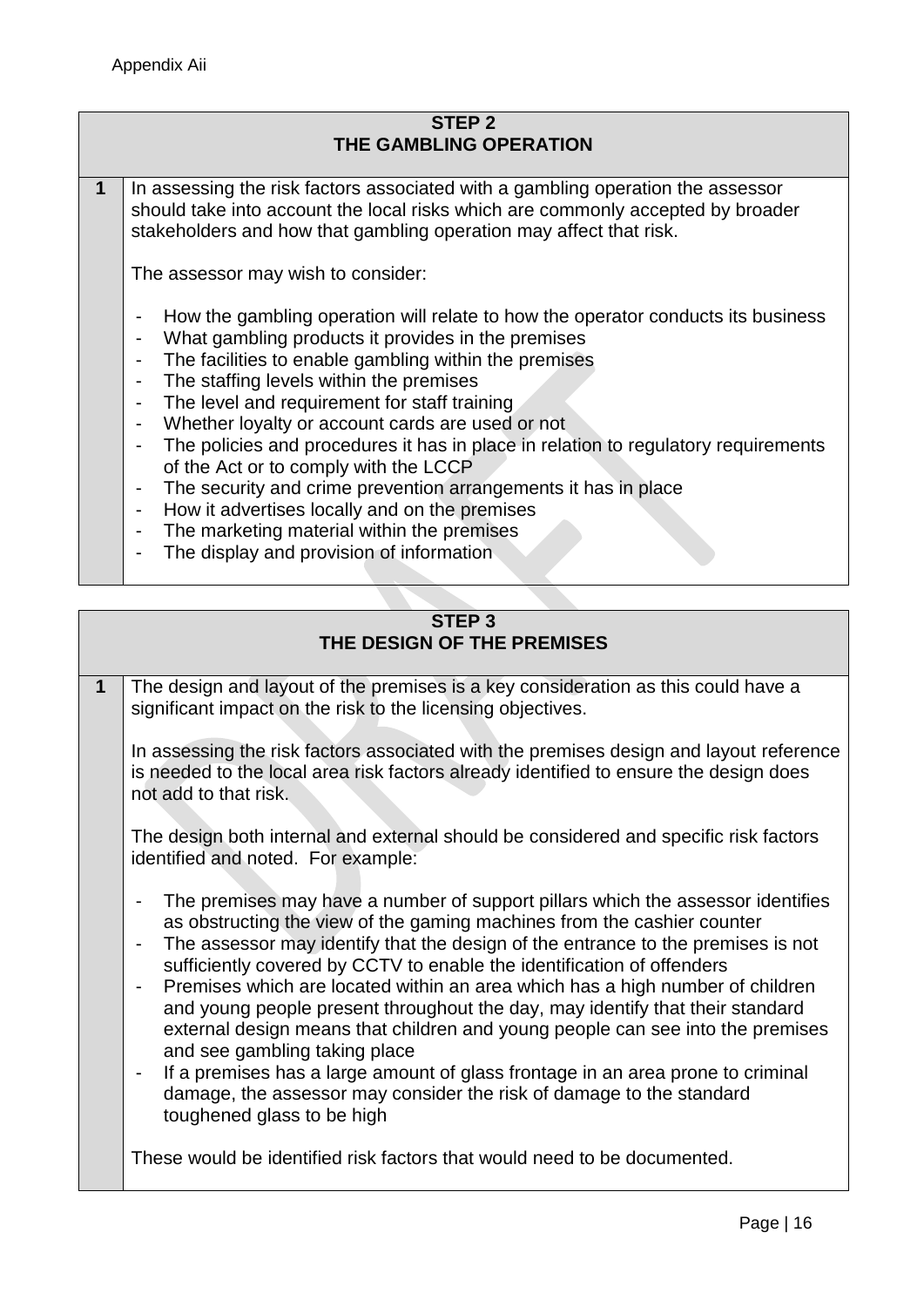Appendix Aii

## STEP 2
## THE GAMBLING OPERATION

**1** In assessing the risk factors associated with a gambling operation the assessor should take into account the local risks which are commonly accepted by broader stakeholders and how that gambling operation may affect that risk.

The assessor may wish to consider:

- How the gambling operation will relate to how the operator conducts its business
- What gambling products it provides in the premises
- The facilities to enable gambling within the premises
- The staffing levels within the premises
- The level and requirement for staff training
- Whether loyalty or account cards are used or not
- The policies and procedures it has in place in relation to regulatory requirements of the Act or to comply with the LCCP
- The security and crime prevention arrangements it has in place
- How it advertises locally and on the premises
- The marketing material within the premises
- The display and provision of information

## STEP 3
## THE DESIGN OF THE PREMISES

**1** The design and layout of the premises is a key consideration as this could have a significant impact on the risk to the licensing objectives.

In assessing the risk factors associated with the premises design and layout reference is needed to the local area risk factors already identified to ensure the design does not add to that risk.

The design both internal and external should be considered and specific risk factors identified and noted. For example:

- The premises may have a number of support pillars which the assessor identifies as obstructing the view of the gaming machines from the cashier counter
- The assessor may identify that the design of the entrance to the premises is not sufficiently covered by CCTV to enable the identification of offenders
- Premises which are located within an area which has a high number of children and young people present throughout the day, may identify that their standard external design means that children and young people can see into the premises and see gambling taking place
- If a premises has a large amount of glass frontage in an area prone to criminal damage, the assessor may consider the risk of damage to the standard toughened glass to be high

These would be identified risk factors that would need to be documented.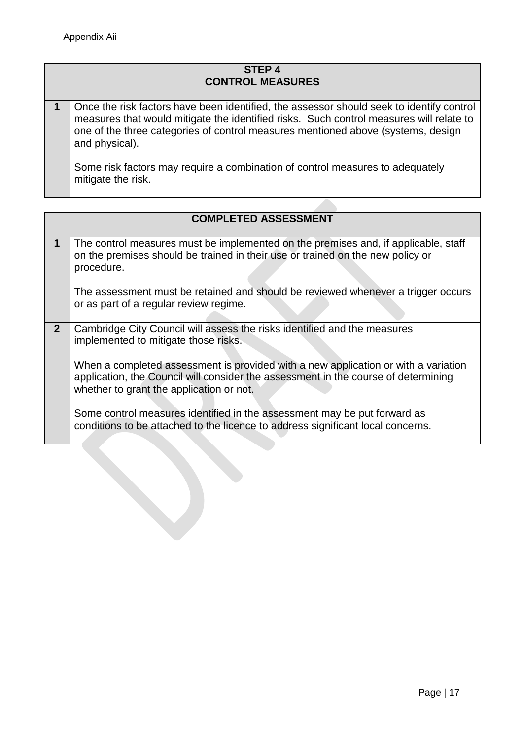Appendix Aii

| STEP 4<br>CONTROL MEASURES | |
|---|---|
| **1** | Once the risk factors have been identified, the assessor should seek to identify control measures that would mitigate the identified risks. Such control measures will relate to one of the three categories of control measures mentioned above (systems, design and physical).<br><br>Some risk factors may require a combination of control measures to adequately mitigate the risk. |

| COMPLETED ASSESSMENT | |
|---|---|
| **1** | The control measures must be implemented on the premises and, if applicable, staff on the premises should be trained in their use or trained on the new policy or procedure.<br><br>The assessment must be retained and should be reviewed whenever a trigger occurs or as part of a regular review regime. |
| **2** | Cambridge City Council will assess the risks identified and the measures implemented to mitigate those risks.<br><br>When a completed assessment is provided with a new application or with a variation application, the Council will consider the assessment in the course of determining whether to grant the application or not.<br><br>Some control measures identified in the assessment may be put forward as conditions to be attached to the licence to address significant local concerns. |